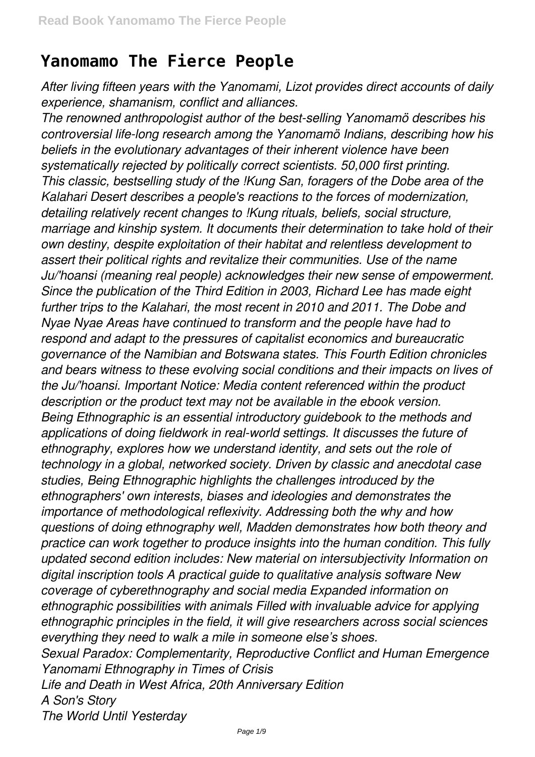# Yanomamo The Fierce People

*After living fifteen years with the Yanomami, Lizot provides direct accounts of daily experience, shamanism, conflict and alliances.*

*The renowned anthropologist author of the best-selling Yanomamö describes his controversial life-long research among the Yanomamö Indians, describing how his beliefs in the evolutionary advantages of their inherent violence have been systematically rejected by politically correct scientists. 50,000 first printing.*

*This classic, bestselling study of the !Kung San, foragers of the Dobe area of the Kalahari Desert describes a people's reactions to the forces of modernization, detailing relatively recent changes to !Kung rituals, beliefs, social structure, marriage and kinship system. It documents their determination to take hold of their own destiny, despite exploitation of their habitat and relentless development to assert their political rights and revitalize their communities. Use of the name Ju/'hoansi (meaning real people) acknowledges their new sense of empowerment. Since the publication of the Third Edition in 2003, Richard Lee has made eight further trips to the Kalahari, the most recent in 2010 and 2011. The Dobe and Nyae Nyae Areas have continued to transform and the people have had to respond and adapt to the pressures of capitalist economics and bureaucratic governance of the Namibian and Botswana states. This Fourth Edition chronicles and bears witness to these evolving social conditions and their impacts on lives of the Ju/'hoansi. Important Notice: Media content referenced within the product description or the product text may not be available in the ebook version.*

*Being Ethnographic is an essential introductory guidebook to the methods and applications of doing fieldwork in real-world settings. It discusses the future of ethnography, explores how we understand identity, and sets out the role of technology in a global, networked society. Driven by classic and anecdotal case studies, Being Ethnographic highlights the challenges introduced by the ethnographers' own interests, biases and ideologies and demonstrates the importance of methodological reflexivity. Addressing both the why and how questions of doing ethnography well, Madden demonstrates how both theory and practice can work together to produce insights into the human condition. This fully updated second edition includes: New material on intersubjectivity Information on digital inscription tools A practical guide to qualitative analysis software New coverage of cyberethnography and social media Expanded information on ethnographic possibilities with animals Filled with invaluable advice for applying ethnographic principles in the field, it will give researchers across social sciences everything they need to walk a mile in someone else's shoes.*

*Sexual Paradox: Complementarity, Reproductive Conflict and Human Emergence*

*Yanomami Ethnography in Times of Crisis*

*Life and Death in West Africa, 20th Anniversary Edition*

*A Son's Story*

*The World Until Yesterday*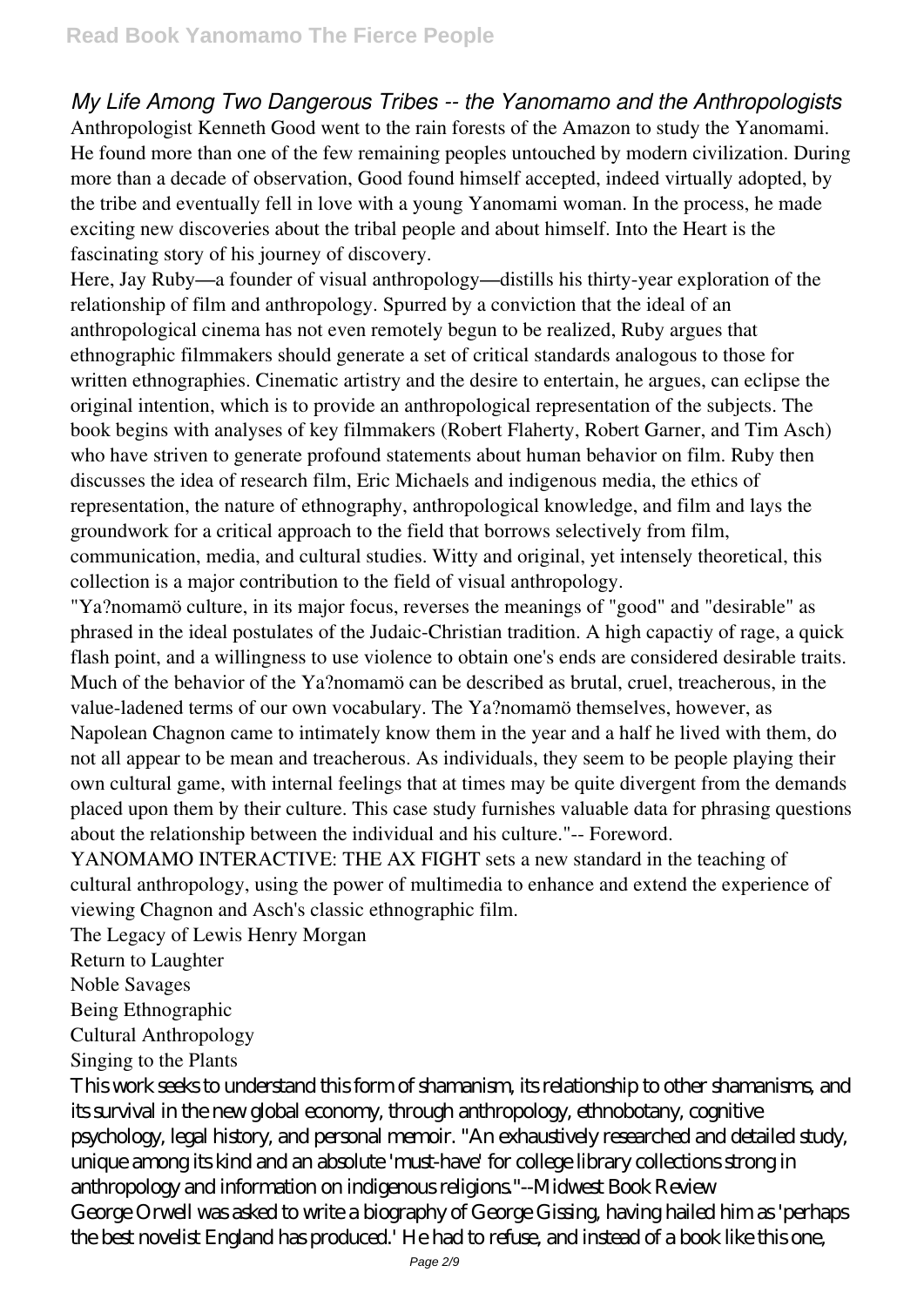*My Life Among Two Dangerous Tribes -- the Yanomamo and the Anthropologists*

Anthropologist Kenneth Good went to the rain forests of the Amazon to study the Yanomami. He found more than one of the few remaining peoples untouched by modern civilization. During more than a decade of observation, Good found himself accepted, indeed virtually adopted, by the tribe and eventually fell in love with a young Yanomami woman. In the process, he made exciting new discoveries about the tribal people and about himself. Into the Heart is the fascinating story of his journey of discovery.

Here, Jay Ruby—a founder of visual anthropology—distills his thirty-year exploration of the relationship of film and anthropology. Spurred by a conviction that the ideal of an anthropological cinema has not even remotely begun to be realized, Ruby argues that ethnographic filmmakers should generate a set of critical standards analogous to those for written ethnographies. Cinematic artistry and the desire to entertain, he argues, can eclipse the original intention, which is to provide an anthropological representation of the subjects. The book begins with analyses of key filmmakers (Robert Flaherty, Robert Garner, and Tim Asch) who have striven to generate profound statements about human behavior on film. Ruby then discusses the idea of research film, Eric Michaels and indigenous media, the ethics of representation, the nature of ethnography, anthropological knowledge, and film and lays the groundwork for a critical approach to the field that borrows selectively from film, communication, media, and cultural studies. Witty and original, yet intensely theoretical, this collection is a major contribution to the field of visual anthropology.

"Ya?nomamö culture, in its major focus, reverses the meanings of "good" and "desirable" as phrased in the ideal postulates of the Judaic-Christian tradition. A high capactiy of rage, a quick flash point, and a willingness to use violence to obtain one's ends are considered desirable traits. Much of the behavior of the Ya?nomamö can be described as brutal, cruel, treacherous, in the value-ladened terms of our own vocabulary. The Ya?nomamö themselves, however, as Napolean Chagnon came to intimately know them in the year and a half he lived with them, do not all appear to be mean and treacherous. As individuals, they seem to be people playing their own cultural game, with internal feelings that at times may be quite divergent from the demands placed upon them by their culture. This case study furnishes valuable data for phrasing questions about the relationship between the individual and his culture."-- Foreword.

YANOMAMO INTERACTIVE: THE AX FIGHT sets a new standard in the teaching of cultural anthropology, using the power of multimedia to enhance and extend the experience of viewing Chagnon and Asch's classic ethnographic film.

The Legacy of Lewis Henry Morgan

Return to Laughter

Noble Savages

Being Ethnographic

Cultural Anthropology

Singing to the Plants

This work seeks to understand this form of shamanism, its relationship to other shamanisms, and its survival in the new global economy, through anthropology, ethnobotany, cognitive psychology, legal history, and personal memoir. "An exhaustively researched and detailed study, unique among its kind and an absolute 'must-have' for college library collections strong in anthropology and information on indigenous religions."--Midwest Book Review

George Orwell was asked to write a biography of George Gissing, having hailed him as 'perhaps the best novelist England has produced.' He had to refuse, and instead of a book like this one,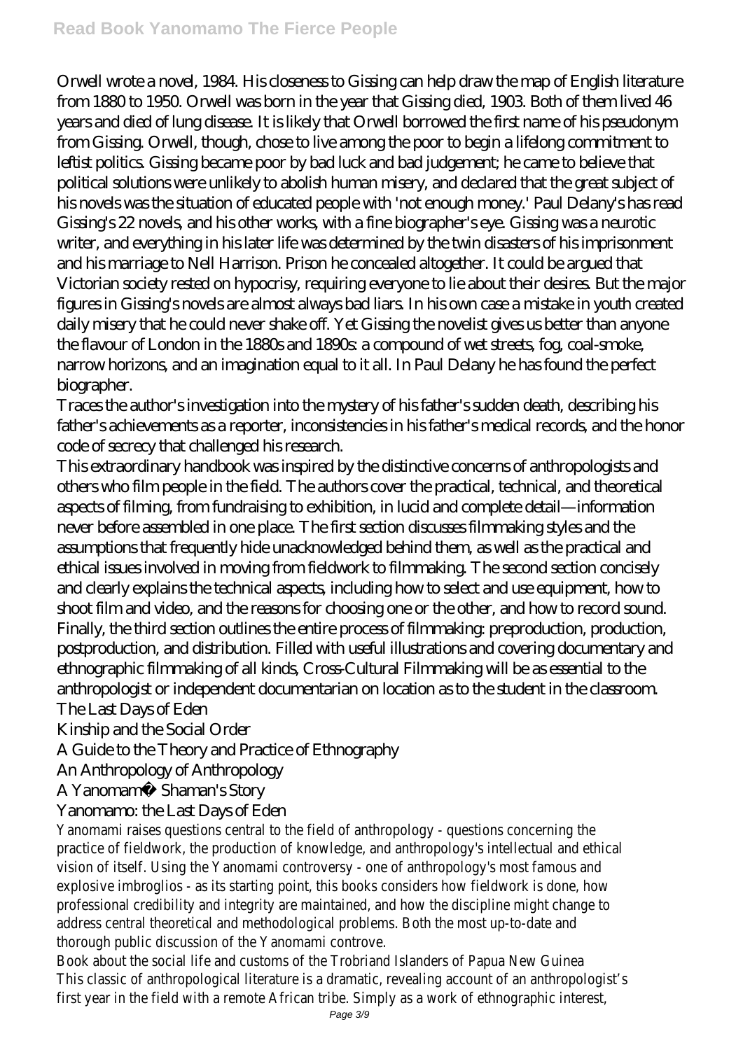Orwell wrote a novel, 1984. His closeness to Gissing can help draw the map of English literature from 1880 to 1950. Orwell was born in the year that Gissing died, 1903. Both of them lived 46 years and died of lung disease. It is likely that Orwell borrowed the first name of his pseudonym from Gissing. Orwell, though, chose to live among the poor to begin a lifelong commitment to leftist politics. Gissing became poor by bad luck and bad judgement; he came to believe that political solutions were unlikely to abolish human misery, and declared that the great subject of his novels was the situation of educated people with 'not enough money.' Paul Delany's has read Gissing's 22 novels, and his other works, with a fine biographer's eye. Gissing was a neurotic writer, and everything in his later life was determined by the twin disasters of his imprisonment and his marriage to Nell Harrison. Prison he concealed altogether. It could be argued that Victorian society rested on hypocrisy, requiring everyone to lie about their desires. But the major figures in Gissing's novels are almost always bad liars. In his own case a mistake in youth created daily misery that he could never shake off. Yet Gissing the novelist gives us better than anyone the flavour of London in the 1880s and 1890s: a compound of wet streets, fog, coal-smoke, narrow horizons, and an imagination equal to it all. In Paul Delany he has found the perfect biographer.

Traces the author's investigation into the mystery of his father's sudden death, describing his father's achievements as a reporter, inconsistencies in his father's medical records, and the honor code of secrecy that challenged his research.

This extraordinary handbook was inspired by the distinctive concerns of anthropologists and others who film people in the field. The authors cover the practical, technical, and theoretical aspects of filming, from fundraising to exhibition, in lucid and complete detail—information never before assembled in one place. The first section discusses filmmaking styles and the assumptions that frequently hide unacknowledged behind them, as well as the practical and ethical issues involved in moving from fieldwork to filmmaking. The second section concisely and clearly explains the technical aspects, including how to select and use equipment, how to shoot film and video, and the reasons for choosing one or the other, and how to record sound. Finally, the third section outlines the entire process of filmmaking: preproduction, production, postproduction, and distribution. Filled with useful illustrations and covering documentary and ethnographic filmmaking of all kinds, Cross-Cultural Filmmaking will be as essential to the anthropologist or independent documentarian on location as to the student in the classroom.

The Last Days of Eden

Kinship and the Social Order

A Guide to the Theory and Practice of Ethnography

An Anthropology of Anthropology

A Yanomamö Shaman's Story

Yanomamo: the Last Days of Eden

Yanomami raises questions central to the field of anthropology - questions concerning the practice of fieldwork, the production of knowledge, and anthropology's intellectual and ethical vision of itself. Using the Yanomami controversy - one of anthropology's most famous and explosive imbroglios - as its starting point, this books considers how fieldwork is done, how professional credibility and integrity are maintained, and how the discipline might change to address central theoretical and methodological problems. Both the most up-to-date and thorough public discussion of the Yanomami controve.

Book about the social life and customs of the Trobriand Islanders of Papua New Guinea

This classic of anthropological literature is a dramatic, revealing account of an anthropologist's first year in the field with a remote African tribe. Simply as a work of ethnographic interest,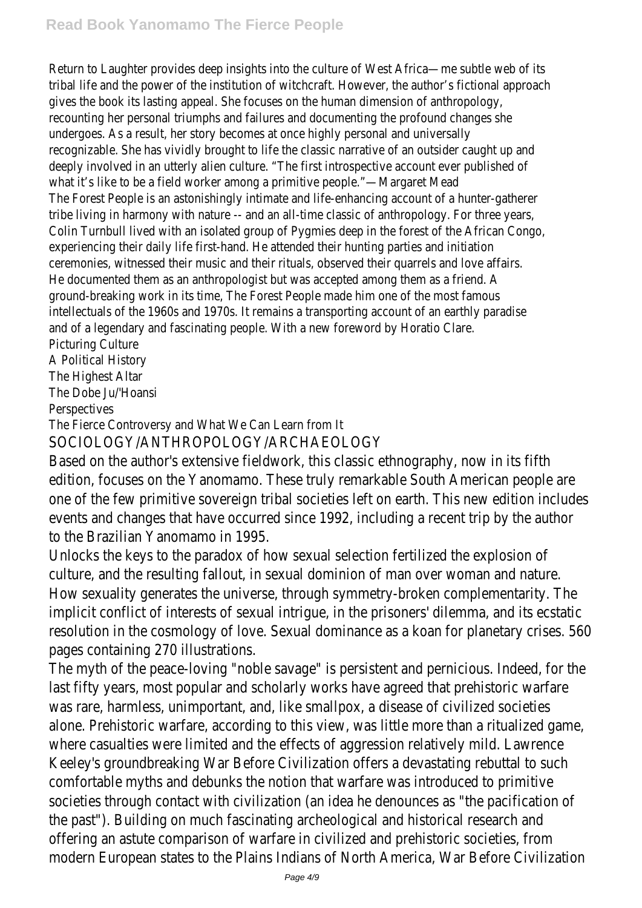Return to Laughter provides deep insights into the culture of West Africa—me subtle web of its tribal life and the power of the institution of witchcraft. However, the author's fictional approach gives the book its lasting appeal. She focuses on the human dimension of anthropology, recounting her personal triumphs and failures and documenting the profound changes she undergoes. As a result, her story becomes at once highly personal and universally recognizable. She has vividly brought to life the classic narrative of an outsider caught up and deeply involved in an utterly alien culture. "The first introspective account ever published of what it's like to be a field worker among a primitive people."—Margaret Mead

The Forest People is an astonishingly intimate and life-enhancing account of a hunter-gatherer tribe living in harmony with nature -- and an all-time classic of anthropology. For three years, Colin Turnbull lived with an isolated group of Pygmies deep in the forest of the African Congo, experiencing their daily life first-hand. He attended their hunting parties and initiation ceremonies, witnessed their music and their rituals, observed their quarrels and love affairs. He documented them as an anthropologist but was accepted among them as a friend. A ground-breaking work in its time, The Forest People made him one of the most famous intellectuals of the 1960s and 1970s. It remains a transporting account of an earthly paradise and of a legendary and fascinating people. With a new foreword by Horatio Clare.

Picturing Culture

A Political History

The Highest Altar

The Dobe Ju/'Hoansi

Perspectives

The Fierce Controversy and What We Can Learn from It

SOCIOLOGY/ANTHROPOLOGY/ARCHAEOLOGY

Based on the author's extensive fieldwork, this classic ethnography, now in its fifth edition, focuses on the Yanomamo. These truly remarkable South American people are one of the few primitive sovereign tribal societies left on earth. This new edition includes events and changes that have occurred since 1992, including a recent trip by the author to the Brazilian Yanomamo in 1995.

Unlocks the keys to the paradox of how sexual selection fertilized the explosion of culture, and the resulting fallout, in sexual dominion of man over woman and nature. How sexuality generates the universe, through symmetry-broken complementarity. The implicit conflict of interests of sexual intrigue, in the prisoners' dilemma, and its ecstatic resolution in the cosmology of love. Sexual dominance as a koan for planetary crises. 560 pages containing 270 illustrations.

The myth of the peace-loving "noble savage" is persistent and pernicious. Indeed, for the last fifty years, most popular and scholarly works have agreed that prehistoric warfare was rare, harmless, unimportant, and, like smallpox, a disease of civilized societies alone. Prehistoric warfare, according to this view, was little more than a ritualized game, where casualties were limited and the effects of aggression relatively mild. Lawrence Keeley's groundbreaking War Before Civilization offers a devastating rebuttal to such comfortable myths and debunks the notion that warfare was introduced to primitive societies through contact with civilization (an idea he denounces as "the pacification of the past"). Building on much fascinating archeological and historical research and offering an astute comparison of warfare in civilized and prehistoric societies, from modern European states to the Plains Indians of North America, War Before Civilization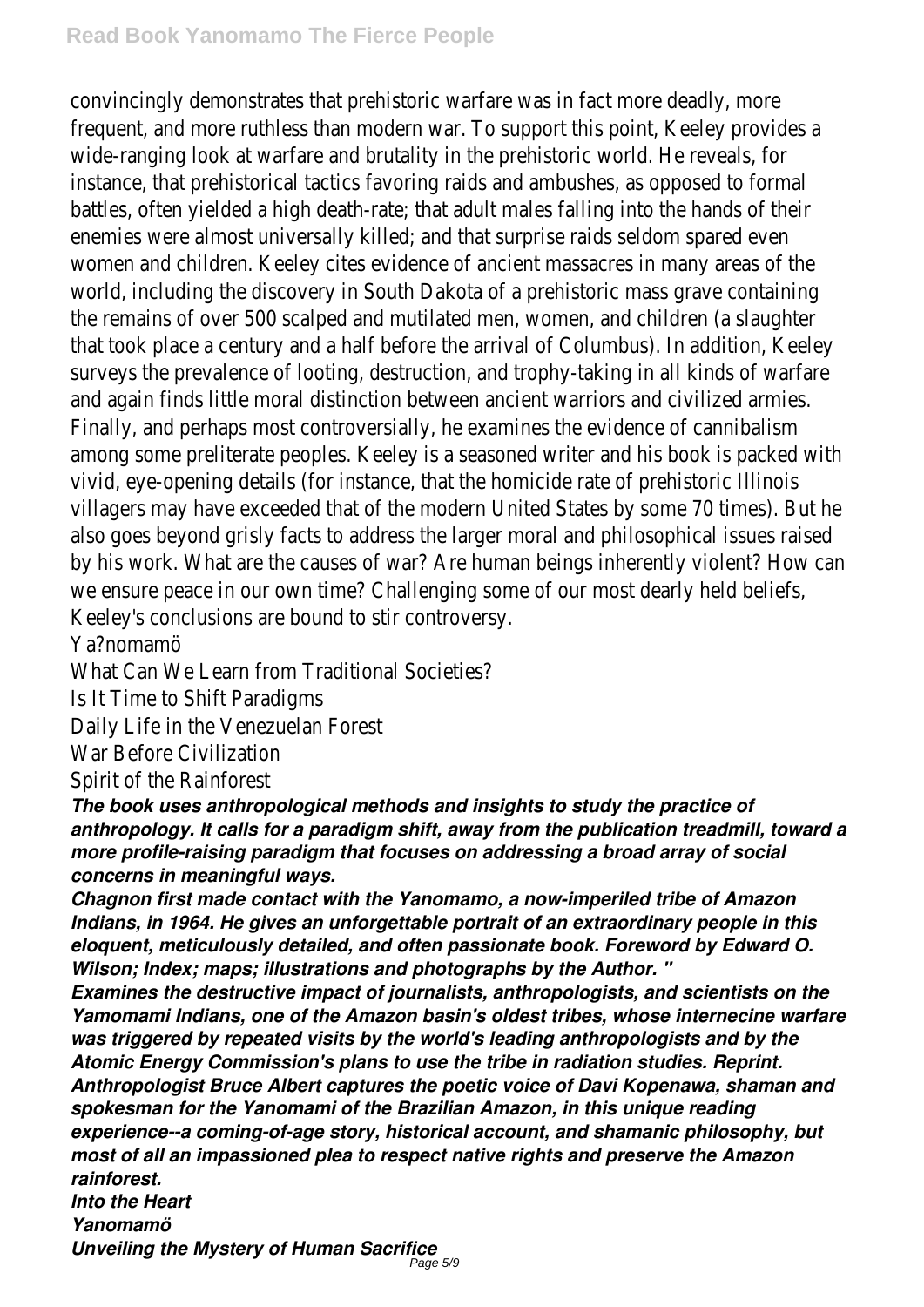convincingly demonstrates that prehistoric warfare was in fact more deadly, more frequent, and more ruthless than modern war. To support this point, Keeley provides a wide-ranging look at warfare and brutality in the prehistoric world. He reveals, for instance, that prehistorical tactics favoring raids and ambushes, as opposed to formal battles, often yielded a high death-rate; that adult males falling into the hands of their enemies were almost universally killed; and that surprise raids seldom spared even women and children. Keeley cites evidence of ancient massacres in many areas of the world, including the discovery in South Dakota of a prehistoric mass grave containing the remains of over 500 scalped and mutilated men, women, and children (a slaughter that took place a century and a half before the arrival of Columbus). In addition, Keeley surveys the prevalence of looting, destruction, and trophy-taking in all kinds of warfare and again finds little moral distinction between ancient warriors and civilized armies. Finally, and perhaps most controversially, he examines the evidence of cannibalism among some preliterate peoples. Keeley is a seasoned writer and his book is packed with vivid, eye-opening details (for instance, that the homicide rate of prehistoric Illinois villagers may have exceeded that of the modern United States by some 70 times). But he also goes beyond grisly facts to address the larger moral and philosophical issues raised by his work. What are the causes of war? Are human beings inherently violent? How can we ensure peace in our own time? Challenging some of our most dearly held beliefs, Keeley's conclusions are bound to stir controversy.

Ya?nomamö

What Can We Learn from Traditional Societies?

Is It Time to Shift Paradigms

Daily Life in the Venezuelan Forest

War Before Civilization

Spirit of the Rainforest

***The book uses anthropological methods and insights to study the practice of anthropology. It calls for a paradigm shift, away from the publication treadmill, toward a more profile-raising paradigm that focuses on addressing a broad array of social concerns in meaningful ways.***

***Chagnon first made contact with the Yanomamo, a now-imperiled tribe of Amazon Indians, in 1964. He gives an unforgettable portrait of an extraordinary people in this eloquent, meticulously detailed, and often passionate book. Foreword by Edward O. Wilson; Index; maps; illustrations and photographs by the Author. "***

***Examines the destructive impact of journalists, anthropologists, and scientists on the Yamomami Indians, one of the Amazon basin's oldest tribes, whose internecine warfare was triggered by repeated visits by the world's leading anthropologists and by the Atomic Energy Commission's plans to use the tribe in radiation studies. Reprint.***

***Anthropologist Bruce Albert captures the poetic voice of Davi Kopenawa, shaman and spokesman for the Yanomami of the Brazilian Amazon, in this unique reading experience--a coming-of-age story, historical account, and shamanic philosophy, but most of all an impassioned plea to respect native rights and preserve the Amazon rainforest.***

***Into the Heart***

***Yanomamö***

***Unveiling the Mystery of Human Sacrifice***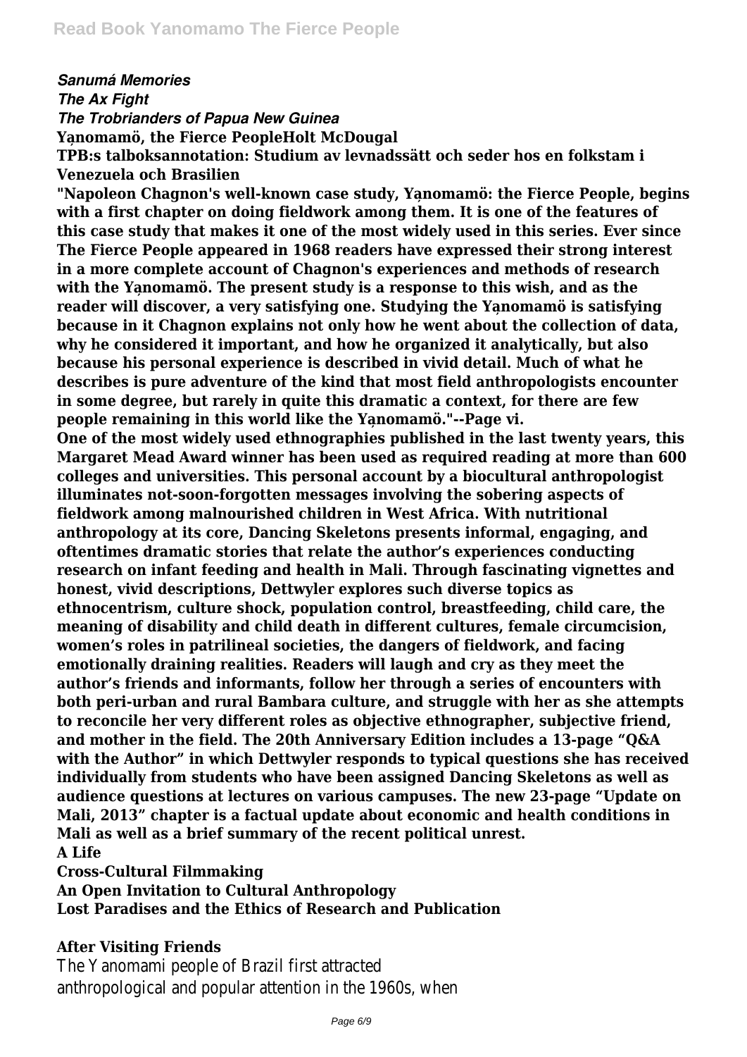*Sanumá Memories*
*The Ax Fight*
*The Trobrianders of Papua New Guinea*
**Yąnomamö, the Fierce PeopleHolt McDougal**
**TPB:s talboksannotation: Studium av levnadssätt och seder hos en folkstam i Venezuela och Brasilien**
**"Napoleon Chagnon's well-known case study, Yąnomamö: the Fierce People, begins with a first chapter on doing fieldwork among them. It is one of the features of this case study that makes it one of the most widely used in this series. Ever since The Fierce People appeared in 1968 readers have expressed their strong interest in a more complete account of Chagnon's experiences and methods of research with the Yąnomamö. The present study is a response to this wish, and as the reader will discover, a very satisfying one. Studying the Yąnomamö is satisfying because in it Chagnon explains not only how he went about the collection of data, why he considered it important, and how he organized it analytically, but also because his personal experience is described in vivid detail. Much of what he describes is pure adventure of the kind that most field anthropologists encounter in some degree, but rarely in quite this dramatic a context, for there are few people remaining in this world like the Yąnomamö."--Page vi.**
**One of the most widely used ethnographies published in the last twenty years, this Margaret Mead Award winner has been used as required reading at more than 600 colleges and universities. This personal account by a biocultural anthropologist illuminates not-soon-forgotten messages involving the sobering aspects of fieldwork among malnourished children in West Africa. With nutritional anthropology at its core, Dancing Skeletons presents informal, engaging, and oftentimes dramatic stories that relate the author's experiences conducting research on infant feeding and health in Mali. Through fascinating vignettes and honest, vivid descriptions, Dettwyler explores such diverse topics as ethnocentrism, culture shock, population control, breastfeeding, child care, the meaning of disability and child death in different cultures, female circumcision, women's roles in patrilineal societies, the dangers of fieldwork, and facing emotionally draining realities. Readers will laugh and cry as they meet the author's friends and informants, follow her through a series of encounters with both peri-urban and rural Bambara culture, and struggle with her as she attempts to reconcile her very different roles as objective ethnographer, subjective friend, and mother in the field. The 20th Anniversary Edition includes a 13-page "Q&A with the Author" in which Dettwyler responds to typical questions she has received individually from students who have been assigned Dancing Skeletons as well as audience questions at lectures on various campuses. The new 23-page "Update on Mali, 2013" chapter is a factual update about economic and health conditions in Mali as well as a brief summary of the recent political unrest.**
**A Life**
**Cross-Cultural Filmmaking**
**An Open Invitation to Cultural Anthropology**
**Lost Paradises and the Ethics of Research and Publication**

**After Visiting Friends**

The Yanomami people of Brazil first attracted anthropological and popular attention in the 1960s, when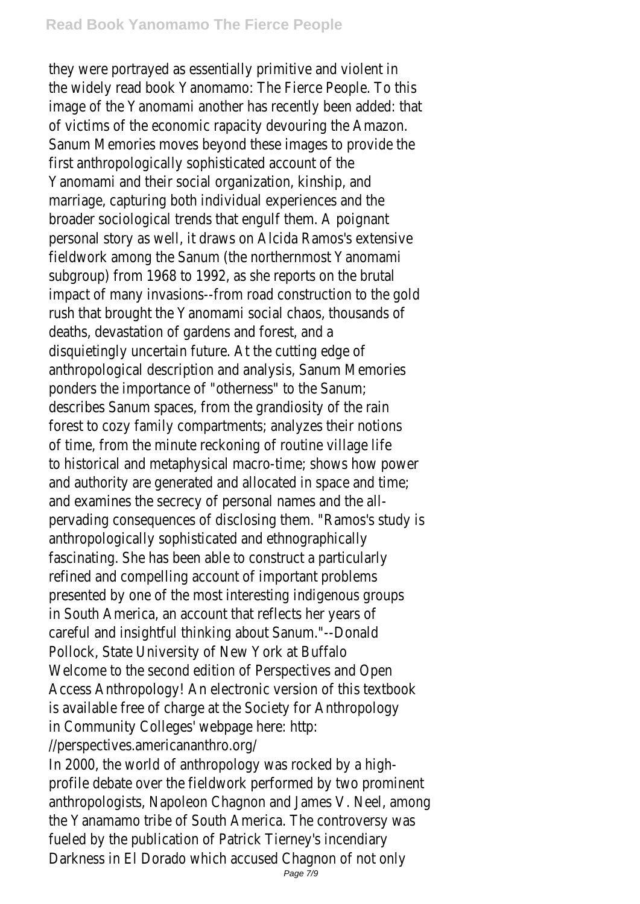they were portrayed as essentially primitive and violent in the widely read book Yanomamo: The Fierce People. To this image of the Yanomami another has recently been added: that of victims of the economic rapacity devouring the Amazon. Sanum Memories moves beyond these images to provide the first anthropologically sophisticated account of the Yanomami and their social organization, kinship, and marriage, capturing both individual experiences and the broader sociological trends that engulf them. A poignant personal story as well, it draws on Alcida Ramos's extensive fieldwork among the Sanum (the northernmost Yanomami subgroup) from 1968 to 1992, as she reports on the brutal impact of many invasions--from road construction to the gold rush that brought the Yanomami social chaos, thousands of deaths, devastation of gardens and forest, and a disquietingly uncertain future. At the cutting edge of anthropological description and analysis, Sanum Memories ponders the importance of "otherness" to the Sanum; describes Sanum spaces, from the grandiosity of the rain forest to cozy family compartments; analyzes their notions of time, from the minute reckoning of routine village life to historical and metaphysical macro-time; shows how power and authority are generated and allocated in space and time; and examines the secrecy of personal names and the all-pervading consequences of disclosing them. "Ramos's study is anthropologically sophisticated and ethnographically fascinating. She has been able to construct a particularly refined and compelling account of important problems presented by one of the most interesting indigenous groups in South America, an account that reflects her years of careful and insightful thinking about Sanum."--Donald Pollock, State University of New York at Buffalo

Welcome to the second edition of Perspectives and Open Access Anthropology! An electronic version of this textbook is available free of charge at the Society for Anthropology in Community Colleges' webpage here: http://perspectives.americananthro.org/

In 2000, the world of anthropology was rocked by a high-profile debate over the fieldwork performed by two prominent anthropologists, Napoleon Chagnon and James V. Neel, among the Yanamamo tribe of South America. The controversy was fueled by the publication of Patrick Tierney's incendiary Darkness in El Dorado which accused Chagnon of not only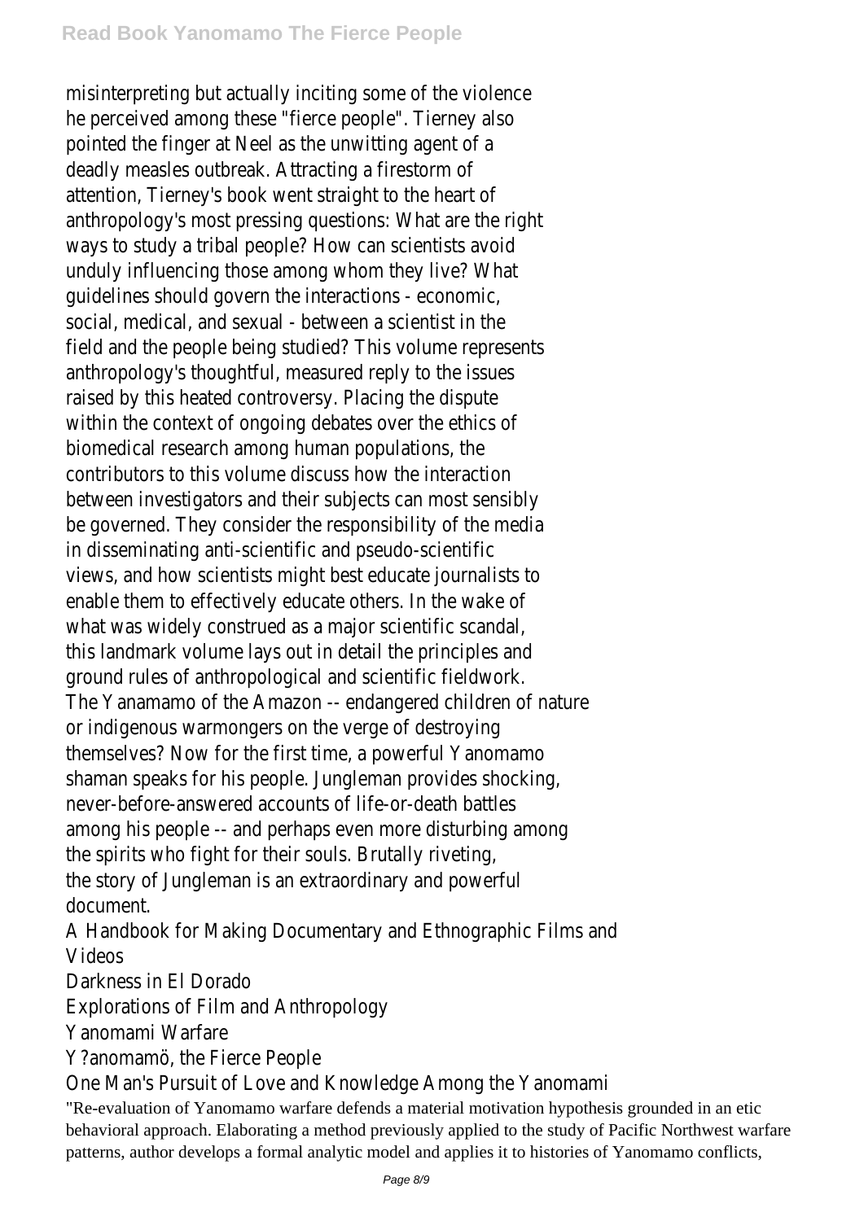misinterpreting but actually inciting some of the violence he perceived among these "fierce people". Tierney also pointed the finger at Neel as the unwitting agent of a deadly measles outbreak. Attracting a firestorm of attention, Tierney's book went straight to the heart of anthropology's most pressing questions: What are the right ways to study a tribal people? How can scientists avoid unduly influencing those among whom they live? What guidelines should govern the interactions - economic, social, medical, and sexual - between a scientist in the field and the people being studied? This volume represents anthropology's thoughtful, measured reply to the issues raised by this heated controversy. Placing the dispute within the context of ongoing debates over the ethics of biomedical research among human populations, the contributors to this volume discuss how the interaction between investigators and their subjects can most sensibly be governed. They consider the responsibility of the media in disseminating anti-scientific and pseudo-scientific views, and how scientists might best educate journalists to enable them to effectively educate others. In the wake of what was widely construed as a major scientific scandal, this landmark volume lays out in detail the principles and ground rules of anthropological and scientific fieldwork.

The Yanamamo of the Amazon -- endangered children of nature or indigenous warmongers on the verge of destroying themselves? Now for the first time, a powerful Yanomamo shaman speaks for his people. Jungleman provides shocking, never-before-answered accounts of life-or-death battles among his people -- and perhaps even more disturbing among the spirits who fight for their souls. Brutally riveting, the story of Jungleman is an extraordinary and powerful document.

A Handbook for Making Documentary and Ethnographic Films and Videos

Darkness in El Dorado

Explorations of Film and Anthropology

Yanomami Warfare

Y?anomamö, the Fierce People

One Man's Pursuit of Love and Knowledge Among the Yanomami

"Re-evaluation of Yanomamo warfare defends a material motivation hypothesis grounded in an etic behavioral approach. Elaborating a method previously applied to the study of Pacific Northwest warfare patterns, author develops a formal analytic model and applies it to histories of Yanomamo conflicts,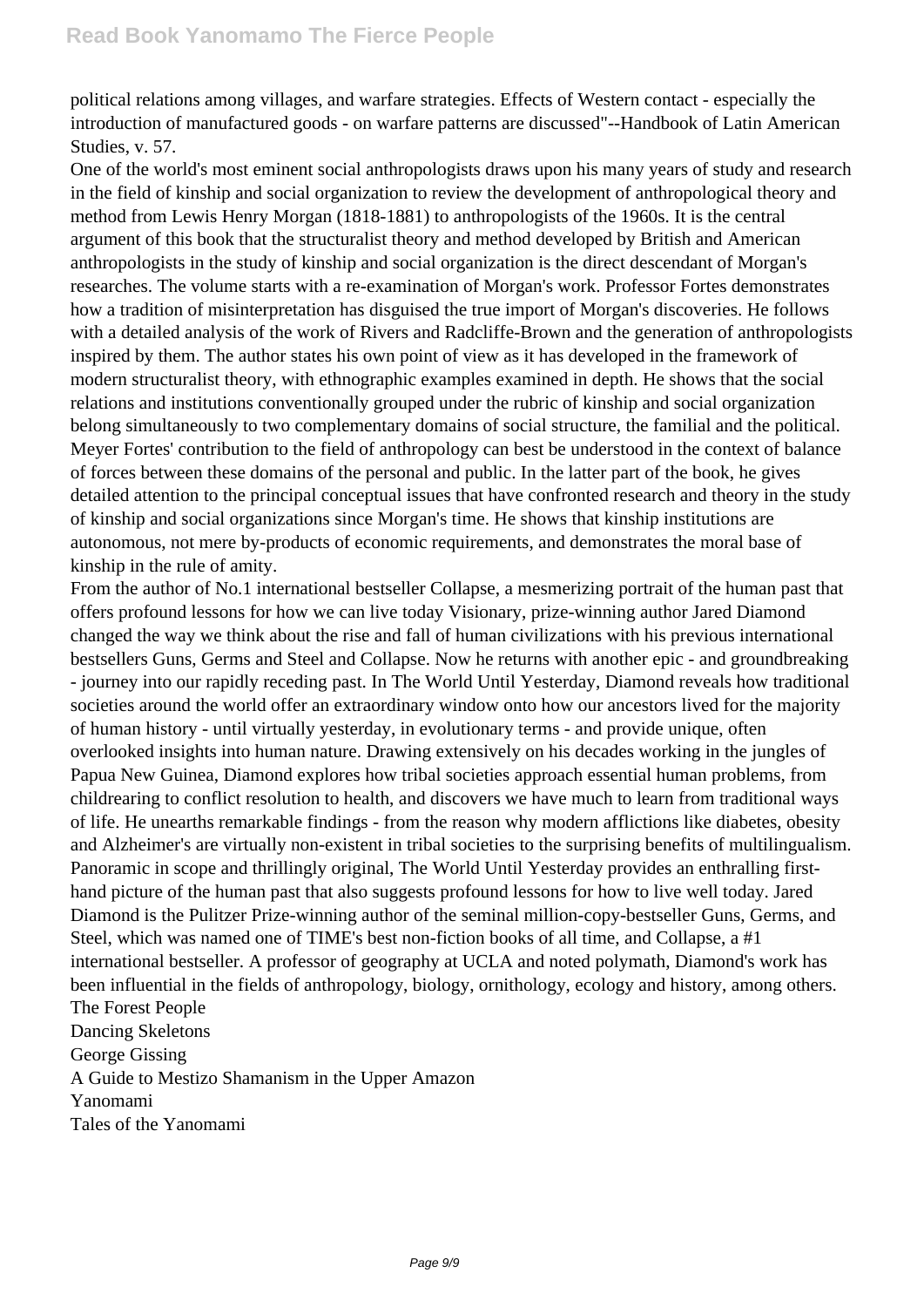political relations among villages, and warfare strategies. Effects of Western contact - especially the introduction of manufactured goods - on warfare patterns are discussed"--Handbook of Latin American Studies, v. 57.

One of the world's most eminent social anthropologists draws upon his many years of study and research in the field of kinship and social organization to review the development of anthropological theory and method from Lewis Henry Morgan (1818-1881) to anthropologists of the 1960s. It is the central argument of this book that the structuralist theory and method developed by British and American anthropologists in the study of kinship and social organization is the direct descendant of Morgan's researches. The volume starts with a re-examination of Morgan's work. Professor Fortes demonstrates how a tradition of misinterpretation has disguised the true import of Morgan's discoveries. He follows with a detailed analysis of the work of Rivers and Radcliffe-Brown and the generation of anthropologists inspired by them. The author states his own point of view as it has developed in the framework of modern structuralist theory, with ethnographic examples examined in depth. He shows that the social relations and institutions conventionally grouped under the rubric of kinship and social organization belong simultaneously to two complementary domains of social structure, the familial and the political. Meyer Fortes' contribution to the field of anthropology can best be understood in the context of balance of forces between these domains of the personal and public. In the latter part of the book, he gives detailed attention to the principal conceptual issues that have confronted research and theory in the study of kinship and social organizations since Morgan's time. He shows that kinship institutions are autonomous, not mere by-products of economic requirements, and demonstrates the moral base of kinship in the rule of amity.

From the author of No.1 international bestseller Collapse, a mesmerizing portrait of the human past that offers profound lessons for how we can live today Visionary, prize-winning author Jared Diamond changed the way we think about the rise and fall of human civilizations with his previous international bestsellers Guns, Germs and Steel and Collapse. Now he returns with another epic - and groundbreaking - journey into our rapidly receding past. In The World Until Yesterday, Diamond reveals how traditional societies around the world offer an extraordinary window onto how our ancestors lived for the majority of human history - until virtually yesterday, in evolutionary terms - and provide unique, often overlooked insights into human nature. Drawing extensively on his decades working in the jungles of Papua New Guinea, Diamond explores how tribal societies approach essential human problems, from childrearing to conflict resolution to health, and discovers we have much to learn from traditional ways of life. He unearths remarkable findings - from the reason why modern afflictions like diabetes, obesity and Alzheimer's are virtually non-existent in tribal societies to the surprising benefits of multilingualism. Panoramic in scope and thrillingly original, The World Until Yesterday provides an enthralling first-hand picture of the human past that also suggests profound lessons for how to live well today. Jared Diamond is the Pulitzer Prize-winning author of the seminal million-copy-bestseller Guns, Germs, and Steel, which was named one of TIME's best non-fiction books of all time, and Collapse, a #1 international bestseller. A professor of geography at UCLA and noted polymath, Diamond's work has been influential in the fields of anthropology, biology, ornithology, ecology and history, among others.

The Forest People

Dancing Skeletons

George Gissing

A Guide to Mestizo Shamanism in the Upper Amazon

Yanomami

Tales of the Yanomami